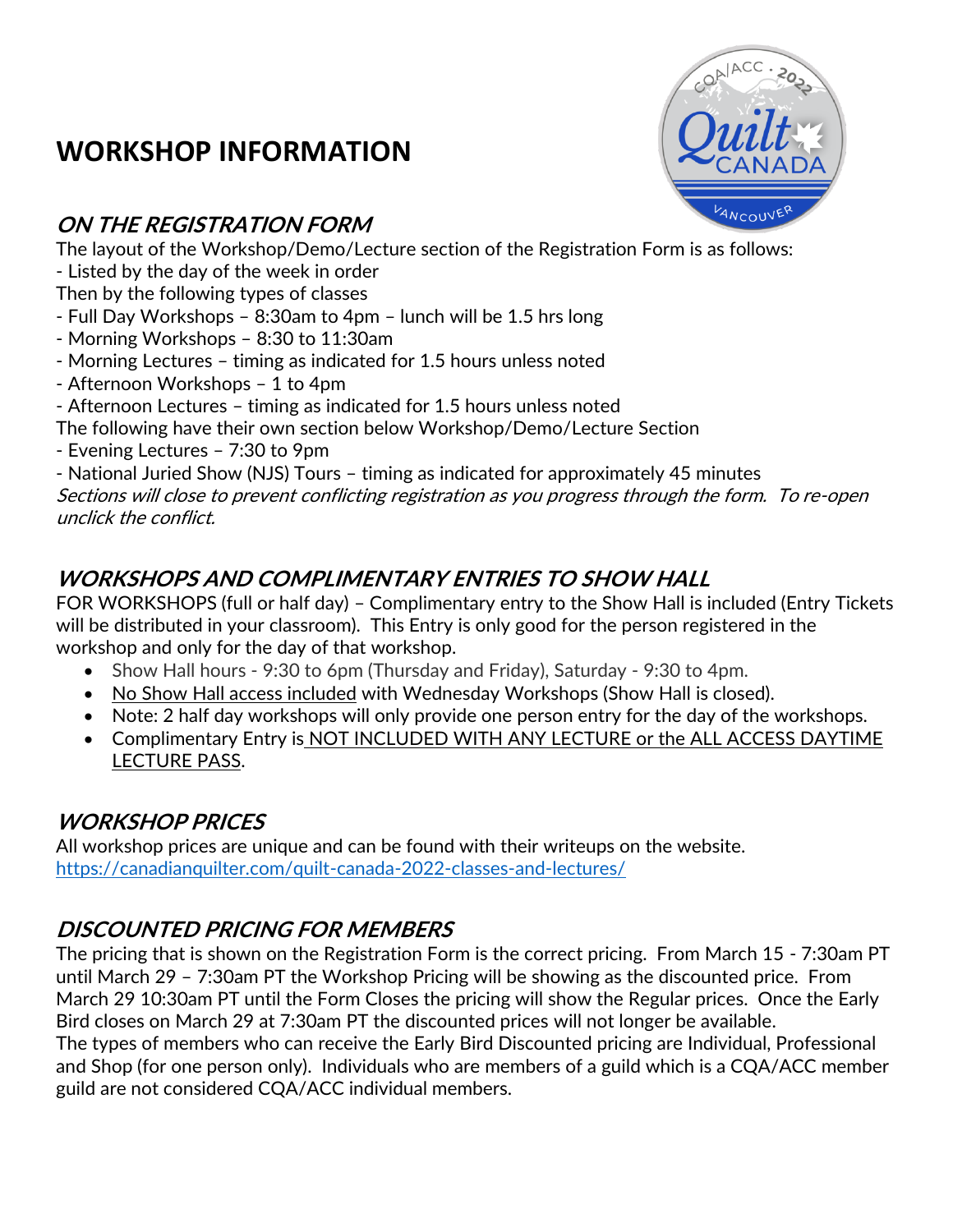# WORKSHOP INFORMATION

## *ON THE REGISTRATION FORM*

The layout of the Workshop/Demo/Lecture section of the Registration Form is as follows:

- Listed by the day of the week in order

Then by the following types of classes

- Full Day Workshops – 8:30am to 4pm – lunch will be 1.5 hrs long
- Morning Workshops – 8:30 to 11:30am
- Morning Lectures – timing as indicated for 1.5 hours unless noted
- Afternoon Workshops – 1 to 4pm
- Afternoon Lectures – timing as indicated for 1.5 hours unless noted

The following have their own section below Workshop/Demo/Lecture Section

- Evening Lectures – 7:30 to 9pm
- National Juried Show (NJS) Tours – timing as indicated for approximately 45 minutes

*Sections will close to prevent conflicting registration as you progress through the form. To re-open unclick the conflict.*

## *WORKSHOPS AND COMPLIMENTARY ENTRIES TO SHOW HALL*

FOR WORKSHOPS (full or half day) – Complimentary entry to the Show Hall is included (Entry Tickets will be distributed in your classroom). This Entry is only good for the person registered in the workshop and only for the day of that workshop.

- Show Hall hours - 9:30 to 6pm (Thursday and Friday), Saturday - 9:30 to 4pm.
- No Show Hall access included with Wednesday Workshops (Show Hall is closed).
- Note: 2 half day workshops will only provide one person entry for the day of the workshops.
- Complimentary Entry is NOT INCLUDED WITH ANY LECTURE or the ALL ACCESS DAYTIME LECTURE PASS.

## *WORKSHOP PRICES*

All workshop prices are unique and can be found with their writeups on the website.
https://canadianquilter.com/quilt-canada-2022-classes-and-lectures/

## *DISCOUNTED PRICING FOR MEMBERS*

The pricing that is shown on the Registration Form is the correct pricing. From March 15 - 7:30am PT until March 29 – 7:30am PT the Workshop Pricing will be showing as the discounted price. From March 29 10:30am PT until the Form Closes the pricing will show the Regular prices. Once the Early Bird closes on March 29 at 7:30am PT the discounted prices will not longer be available.

The types of members who can receive the Early Bird Discounted pricing are Individual, Professional and Shop (for one person only). Individuals who are members of a guild which is a CQA/ACC member guild are not considered CQA/ACC individual members.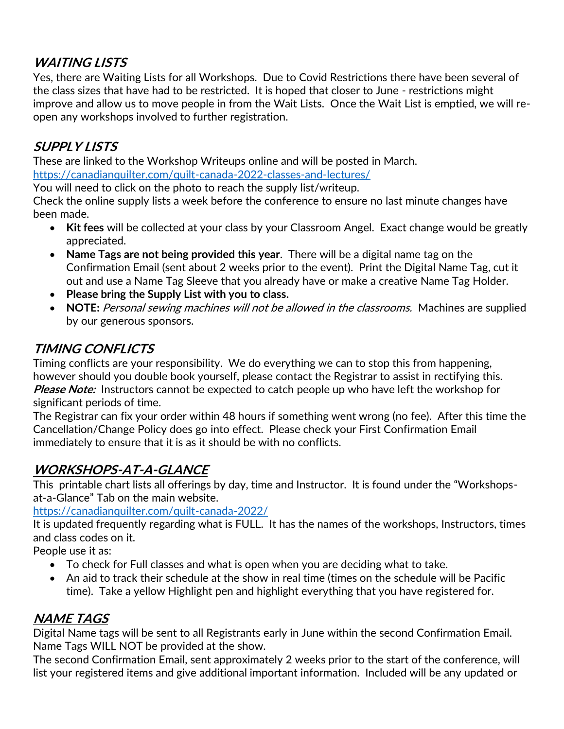## *WAITING LISTS*

Yes, there are Waiting Lists for all Workshops. Due to Covid Restrictions there have been several of the class sizes that have had to be restricted. It is hoped that closer to June - restrictions might improve and allow us to move people in from the Wait Lists. Once the Wait List is emptied, we will re-open any workshops involved to further registration.

## *SUPPLY LISTS*

These are linked to the Workshop Writeups online and will be posted in March.
https://canadianquilter.com/quilt-canada-2022-classes-and-lectures/
You will need to click on the photo to reach the supply list/writeup.
Check the online supply lists a week before the conference to ensure no last minute changes have been made.

- **Kit fees** will be collected at your class by your Classroom Angel. Exact change would be greatly appreciated.
- **Name Tags are not being provided this year**. There will be a digital name tag on the Confirmation Email (sent about 2 weeks prior to the event). Print the Digital Name Tag, cut it out and use a Name Tag Sleeve that you already have or make a creative Name Tag Holder.
- **Please bring the Supply List with you to class.**
- **NOTE:** *Personal sewing machines will not be allowed in the classrooms.* Machines are supplied by our generous sponsors.

## *TIMING CONFLICTS*

Timing conflicts are your responsibility. We do everything we can to stop this from happening, however should you double book yourself, please contact the Registrar to assist in rectifying this.
***Please Note:*** Instructors cannot be expected to catch people up who have left the workshop for significant periods of time.
The Registrar can fix your order within 48 hours if something went wrong (no fee). After this time the Cancellation/Change Policy does go into effect. Please check your First Confirmation Email immediately to ensure that it is as it should be with no conflicts.

## *WORKSHOPS-AT-A-GLANCE*

This printable chart lists all offerings by day, time and Instructor. It is found under the "Workshops-at-a-Glance" Tab on the main website.
https://canadianquilter.com/quilt-canada-2022/
It is updated frequently regarding what is FULL. It has the names of the workshops, Instructors, times and class codes on it.
People use it as:

- To check for Full classes and what is open when you are deciding what to take.
- An aid to track their schedule at the show in real time (times on the schedule will be Pacific time). Take a yellow Highlight pen and highlight everything that you have registered for.

## *NAME TAGS*

Digital Name tags will be sent to all Registrants early in June within the second Confirmation Email. Name Tags WILL NOT be provided at the show.
The second Confirmation Email, sent approximately 2 weeks prior to the start of the conference, will list your registered items and give additional important information. Included will be any updated or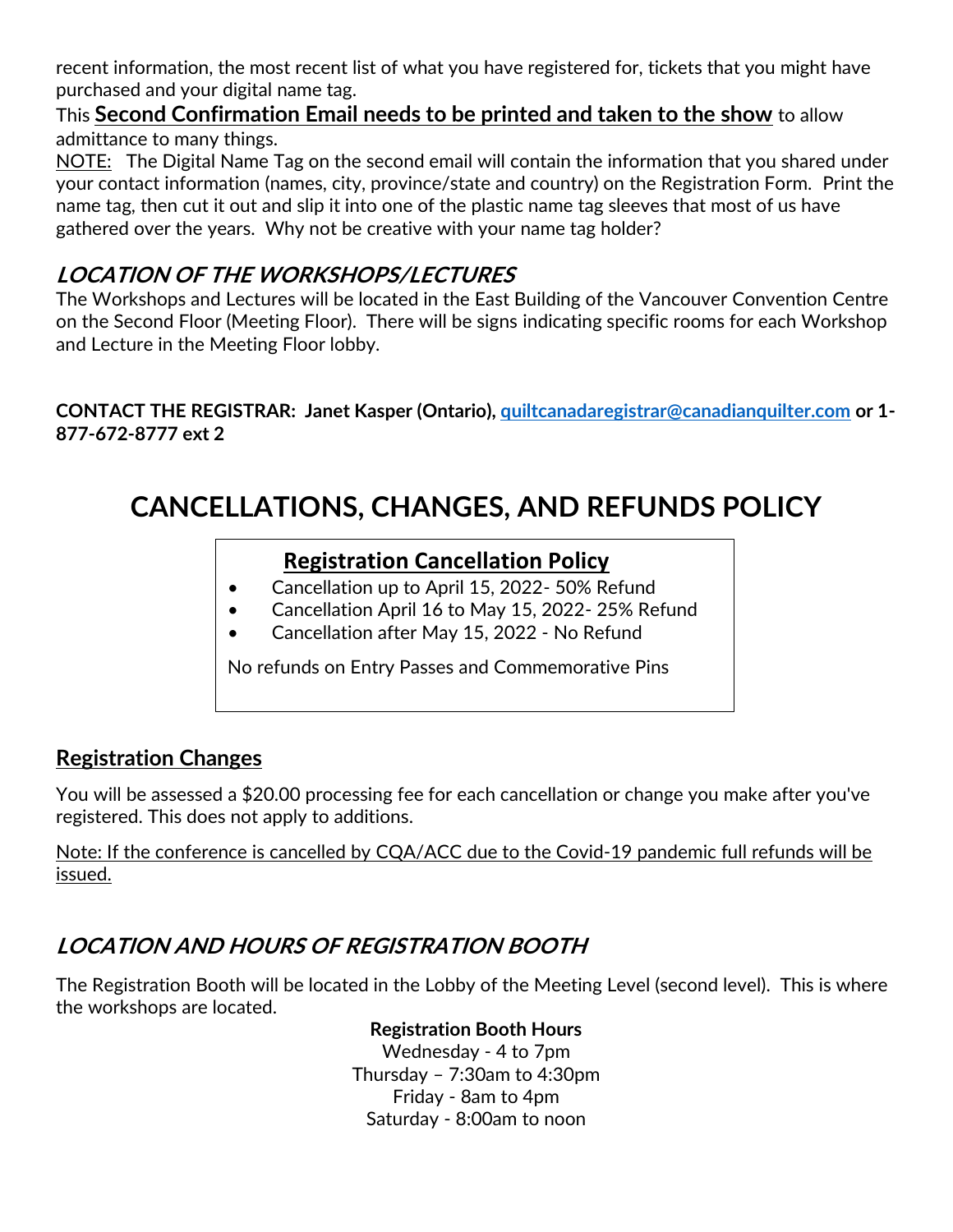recent information, the most recent list of what you have registered for, tickets that you might have purchased and your digital name tag.

This **Second Confirmation Email needs to be printed and taken to the show** to allow admittance to many things.

NOTE: The Digital Name Tag on the second email will contain the information that you shared under your contact information (names, city, province/state and country) on the Registration Form. Print the name tag, then cut it out and slip it into one of the plastic name tag sleeves that most of us have gathered over the years. Why not be creative with your name tag holder?

## *LOCATION OF THE WORKSHOPS/LECTURES*

The Workshops and Lectures will be located in the East Building of the Vancouver Convention Centre on the Second Floor (Meeting Floor). There will be signs indicating specific rooms for each Workshop and Lecture in the Meeting Floor lobby.

**CONTACT THE REGISTRAR: Janet Kasper (Ontario), quiltcanadaregistrar@canadianquilter.com or 1-877-672-8777 ext 2**

# CANCELLATIONS, CHANGES, AND REFUNDS POLICY

### Registration Cancellation Policy

- Cancellation up to April 15, 2022- 50% Refund
- Cancellation April 16 to May 15, 2022- 25% Refund
- Cancellation after May 15, 2022 - No Refund

No refunds on Entry Passes and Commemorative Pins

### Registration Changes

You will be assessed a $20.00 processing fee for each cancellation or change you make after you've registered. This does not apply to additions.

Note: If the conference is cancelled by CQA/ACC due to the Covid-19 pandemic full refunds will be issued.

## *LOCATION AND HOURS OF REGISTRATION BOOTH*

The Registration Booth will be located in the Lobby of the Meeting Level (second level). This is where the workshops are located.

**Registration Booth Hours**

Wednesday - 4 to 7pm
Thursday – 7:30am to 4:30pm
Friday - 8am to 4pm
Saturday - 8:00am to noon